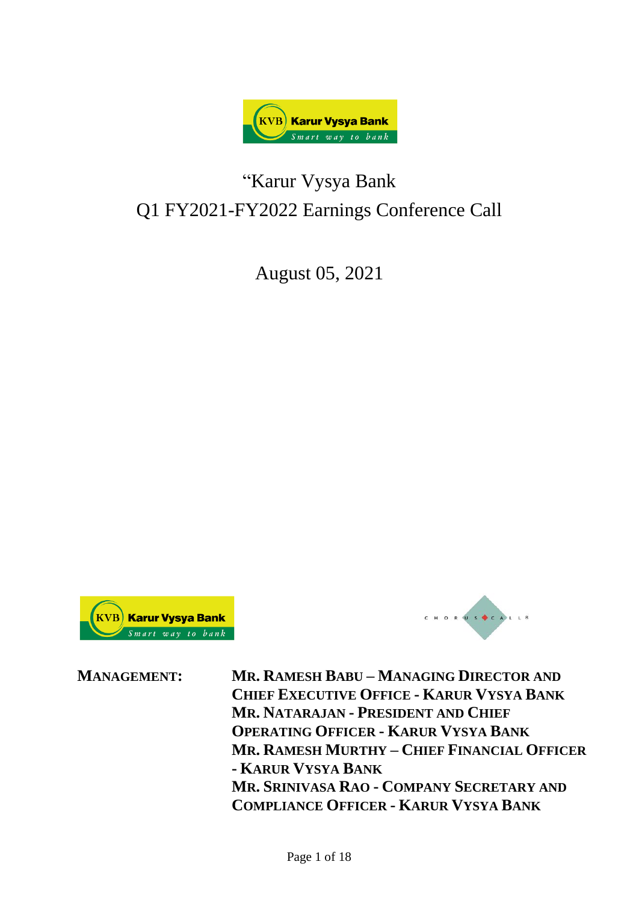# "Karur Vysya Bank Q1 FY2021-FY2022 Earnings Conference Call

August 05, 2021

**MANAGEMENT:** **MR. RAMESH BABU – MANAGING DIRECTOR AND CHIEF EXECUTIVE OFFICE - KARUR VYSYA BANK**
**MR. NATARAJAN - PRESIDENT AND CHIEF OPERATING OFFICER - KARUR VYSYA BANK**
**MR. RAMESH MURTHY – CHIEF FINANCIAL OFFICER - KARUR VYSYA BANK**
**MR. SRINIVASA RAO - COMPANY SECRETARY AND COMPLIANCE OFFICER - KARUR VYSYA BANK**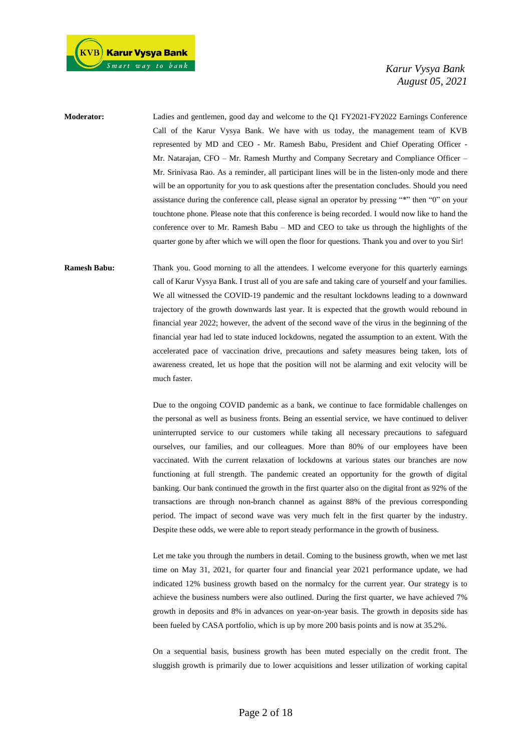**Moderator:** Ladies and gentlemen, good day and welcome to the Q1 FY2021-FY2022 Earnings Conference Call of the Karur Vysya Bank. We have with us today, the management team of KVB represented by MD and CEO - Mr. Ramesh Babu, President and Chief Operating Officer - Mr. Natarajan, CFO – Mr. Ramesh Murthy and Company Secretary and Compliance Officer – Mr. Srinivasa Rao. As a reminder, all participant lines will be in the listen-only mode and there will be an opportunity for you to ask questions after the presentation concludes. Should you need assistance during the conference call, please signal an operator by pressing "*" then "0" on your touchtone phone. Please note that this conference is being recorded. I would now like to hand the conference over to Mr. Ramesh Babu – MD and CEO to take us through the highlights of the quarter gone by after which we will open the floor for questions. Thank you and over to you Sir!

**Ramesh Babu:** Thank you. Good morning to all the attendees. I welcome everyone for this quarterly earnings call of Karur Vysya Bank. I trust all of you are safe and taking care of yourself and your families. We all witnessed the COVID-19 pandemic and the resultant lockdowns leading to a downward trajectory of the growth downwards last year. It is expected that the growth would rebound in financial year 2022; however, the advent of the second wave of the virus in the beginning of the financial year had led to state induced lockdowns, negated the assumption to an extent. With the accelerated pace of vaccination drive, precautions and safety measures being taken, lots of awareness created, let us hope that the position will not be alarming and exit velocity will be much faster.

Due to the ongoing COVID pandemic as a bank, we continue to face formidable challenges on the personal as well as business fronts. Being an essential service, we have continued to deliver uninterrupted service to our customers while taking all necessary precautions to safeguard ourselves, our families, and our colleagues. More than 80% of our employees have been vaccinated. With the current relaxation of lockdowns at various states our branches are now functioning at full strength. The pandemic created an opportunity for the growth of digital banking. Our bank continued the growth in the first quarter also on the digital front as 92% of the transactions are through non-branch channel as against 88% of the previous corresponding period. The impact of second wave was very much felt in the first quarter by the industry. Despite these odds, we were able to report steady performance in the growth of business.

Let me take you through the numbers in detail. Coming to the business growth, when we met last time on May 31, 2021, for quarter four and financial year 2021 performance update, we had indicated 12% business growth based on the normalcy for the current year. Our strategy is to achieve the business numbers were also outlined. During the first quarter, we have achieved 7% growth in deposits and 8% in advances on year-on-year basis. The growth in deposits side has been fueled by CASA portfolio, which is up by more 200 basis points and is now at 35.2%.

On a sequential basis, business growth has been muted especially on the credit front. The sluggish growth is primarily due to lower acquisitions and lesser utilization of working capital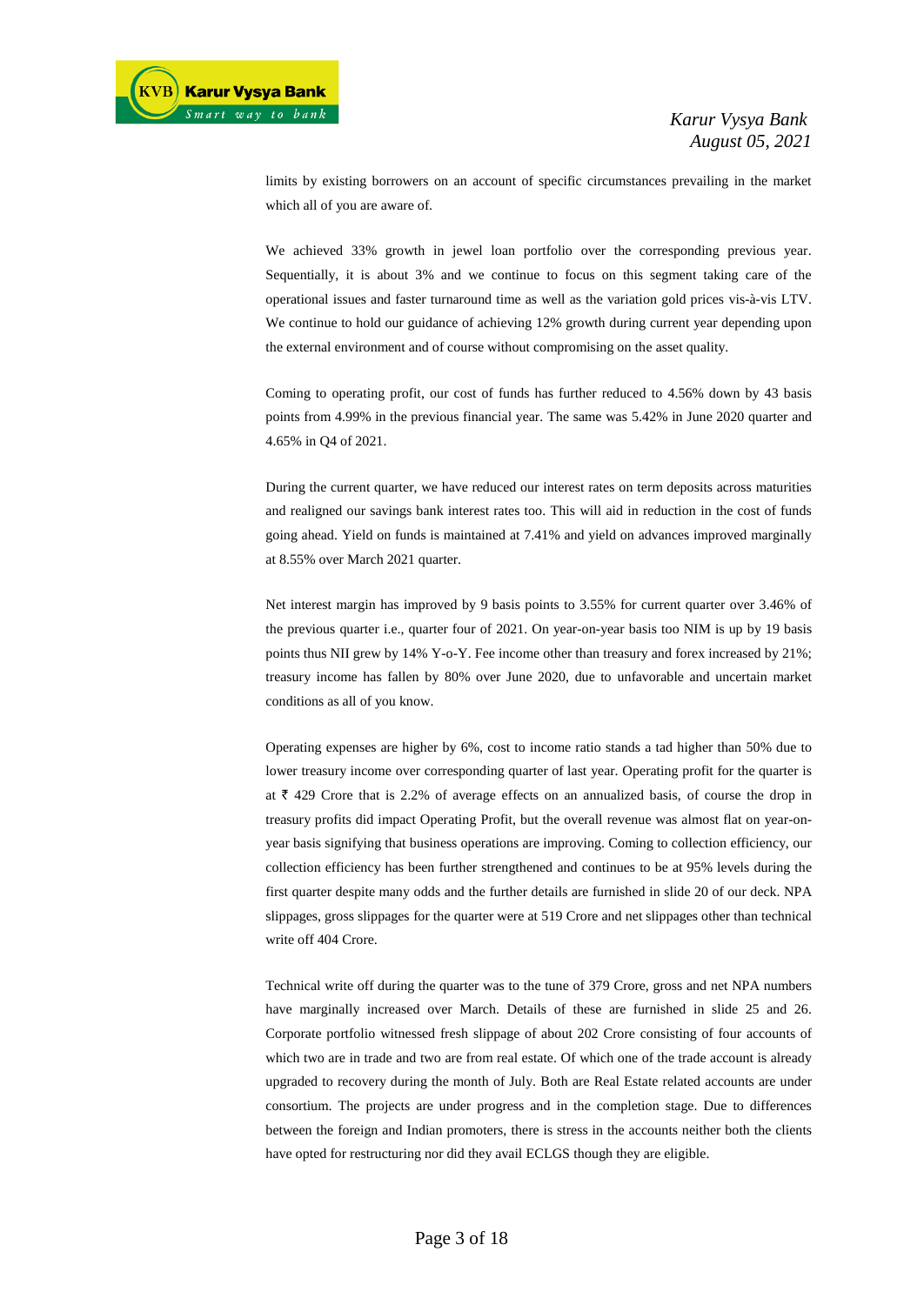limits by existing borrowers on an account of specific circumstances prevailing in the market which all of you are aware of.

We achieved 33% growth in jewel loan portfolio over the corresponding previous year. Sequentially, it is about 3% and we continue to focus on this segment taking care of the operational issues and faster turnaround time as well as the variation gold prices vis-à-vis LTV. We continue to hold our guidance of achieving 12% growth during current year depending upon the external environment and of course without compromising on the asset quality.

Coming to operating profit, our cost of funds has further reduced to 4.56% down by 43 basis points from 4.99% in the previous financial year. The same was 5.42% in June 2020 quarter and 4.65% in Q4 of 2021.

During the current quarter, we have reduced our interest rates on term deposits across maturities and realigned our savings bank interest rates too. This will aid in reduction in the cost of funds going ahead. Yield on funds is maintained at 7.41% and yield on advances improved marginally at 8.55% over March 2021 quarter.

Net interest margin has improved by 9 basis points to 3.55% for current quarter over 3.46% of the previous quarter i.e., quarter four of 2021. On year-on-year basis too NIM is up by 19 basis points thus NII grew by 14% Y-o-Y. Fee income other than treasury and forex increased by 21%; treasury income has fallen by 80% over June 2020, due to unfavorable and uncertain market conditions as all of you know.

Operating expenses are higher by 6%, cost to income ratio stands a tad higher than 50% due to lower treasury income over corresponding quarter of last year. Operating profit for the quarter is at ₹ 429 Crore that is 2.2% of average effects on an annualized basis, of course the drop in treasury profits did impact Operating Profit, but the overall revenue was almost flat on year-on-year basis signifying that business operations are improving. Coming to collection efficiency, our collection efficiency has been further strengthened and continues to be at 95% levels during the first quarter despite many odds and the further details are furnished in slide 20 of our deck. NPA slippages, gross slippages for the quarter were at 519 Crore and net slippages other than technical write off 404 Crore.

Technical write off during the quarter was to the tune of 379 Crore, gross and net NPA numbers have marginally increased over March. Details of these are furnished in slide 25 and 26. Corporate portfolio witnessed fresh slippage of about 202 Crore consisting of four accounts of which two are in trade and two are from real estate. Of which one of the trade account is already upgraded to recovery during the month of July. Both are Real Estate related accounts are under consortium. The projects are under progress and in the completion stage. Due to differences between the foreign and Indian promoters, there is stress in the accounts neither both the clients have opted for restructuring nor did they avail ECLGS though they are eligible.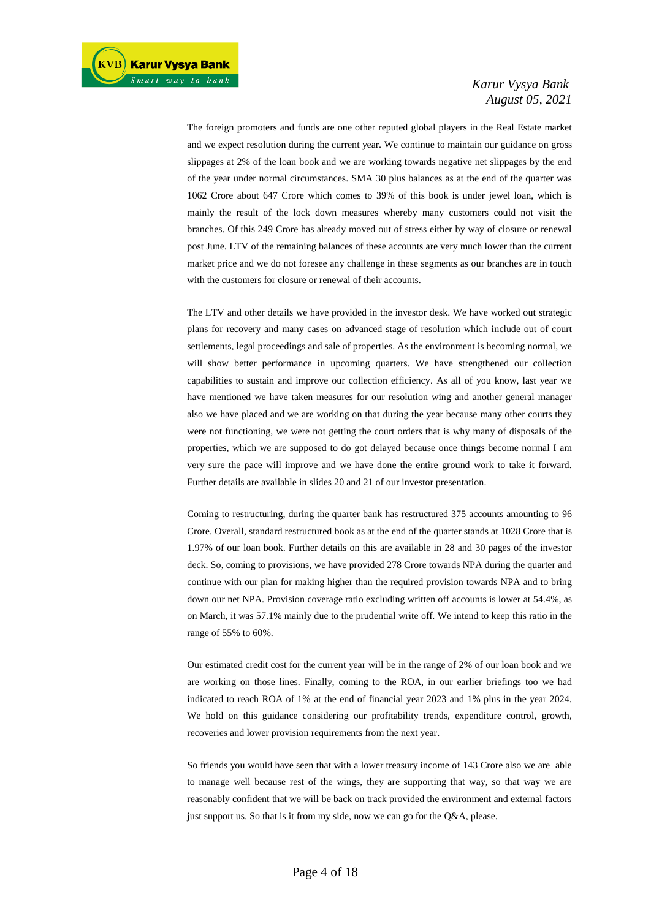The foreign promoters and funds are one other reputed global players in the Real Estate market and we expect resolution during the current year. We continue to maintain our guidance on gross slippages at 2% of the loan book and we are working towards negative net slippages by the end of the year under normal circumstances. SMA 30 plus balances as at the end of the quarter was 1062 Crore about 647 Crore which comes to 39% of this book is under jewel loan, which is mainly the result of the lock down measures whereby many customers could not visit the branches. Of this 249 Crore has already moved out of stress either by way of closure or renewal post June. LTV of the remaining balances of these accounts are very much lower than the current market price and we do not foresee any challenge in these segments as our branches are in touch with the customers for closure or renewal of their accounts.

The LTV and other details we have provided in the investor desk. We have worked out strategic plans for recovery and many cases on advanced stage of resolution which include out of court settlements, legal proceedings and sale of properties. As the environment is becoming normal, we will show better performance in upcoming quarters. We have strengthened our collection capabilities to sustain and improve our collection efficiency. As all of you know, last year we have mentioned we have taken measures for our resolution wing and another general manager also we have placed and we are working on that during the year because many other courts they were not functioning, we were not getting the court orders that is why many of disposals of the properties, which we are supposed to do got delayed because once things become normal I am very sure the pace will improve and we have done the entire ground work to take it forward. Further details are available in slides 20 and 21 of our investor presentation.

Coming to restructuring, during the quarter bank has restructured 375 accounts amounting to 96 Crore. Overall, standard restructured book as at the end of the quarter stands at 1028 Crore that is 1.97% of our loan book. Further details on this are available in 28 and 30 pages of the investor deck. So, coming to provisions, we have provided 278 Crore towards NPA during the quarter and continue with our plan for making higher than the required provision towards NPA and to bring down our net NPA. Provision coverage ratio excluding written off accounts is lower at 54.4%, as on March, it was 57.1% mainly due to the prudential write off. We intend to keep this ratio in the range of 55% to 60%.

Our estimated credit cost for the current year will be in the range of 2% of our loan book and we are working on those lines. Finally, coming to the ROA, in our earlier briefings too we had indicated to reach ROA of 1% at the end of financial year 2023 and 1% plus in the year 2024. We hold on this guidance considering our profitability trends, expenditure control, growth, recoveries and lower provision requirements from the next year.

So friends you would have seen that with a lower treasury income of 143 Crore also we are able to manage well because rest of the wings, they are supporting that way, so that way we are reasonably confident that we will be back on track provided the environment and external factors just support us. So that is it from my side, now we can go for the Q&A, please.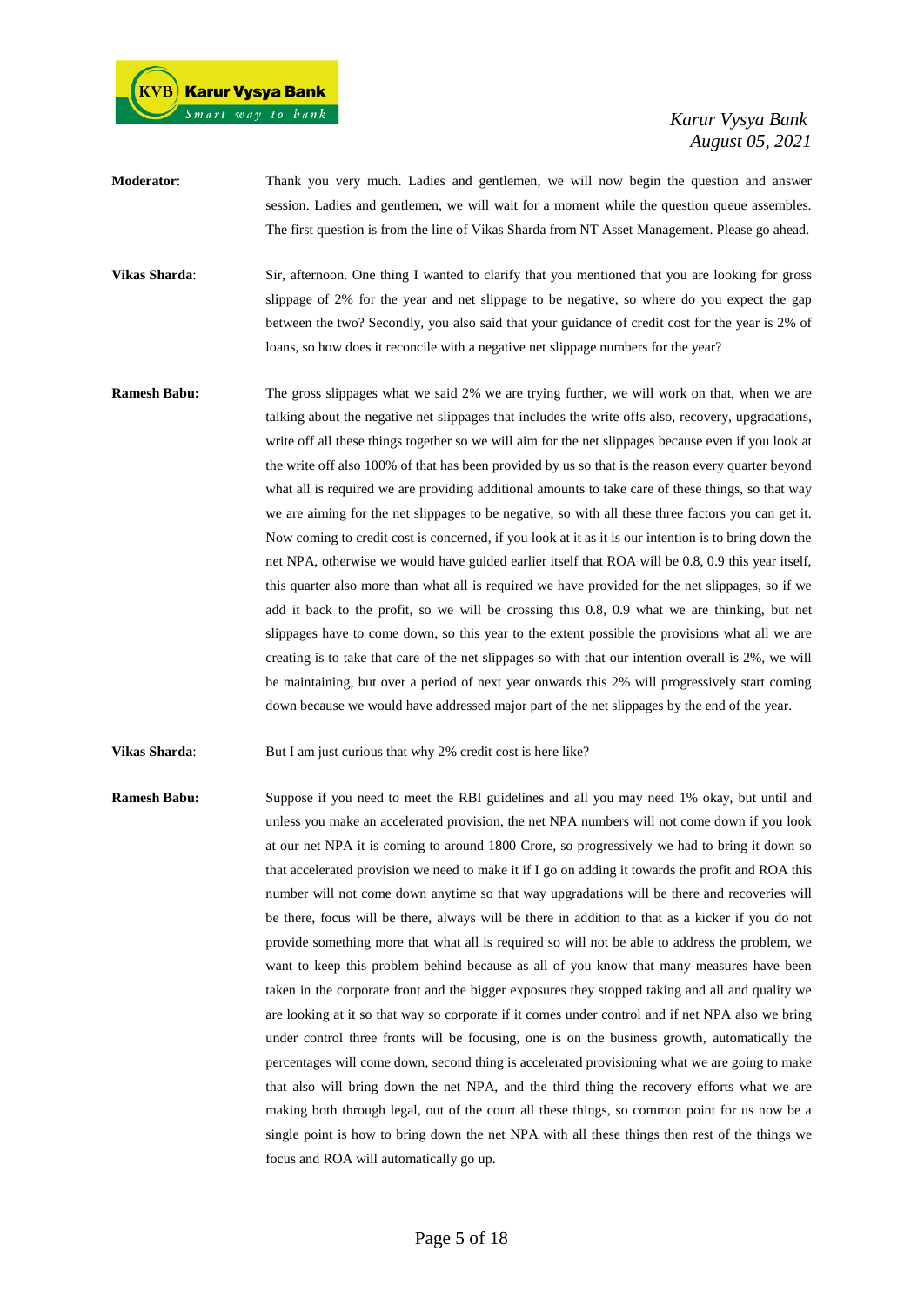**Moderator**: Thank you very much. Ladies and gentlemen, we will now begin the question and answer session. Ladies and gentlemen, we will wait for a moment while the question queue assembles. The first question is from the line of Vikas Sharda from NT Asset Management. Please go ahead.

**Vikas Sharda**: Sir, afternoon. One thing I wanted to clarify that you mentioned that you are looking for gross slippage of 2% for the year and net slippage to be negative, so where do you expect the gap between the two? Secondly, you also said that your guidance of credit cost for the year is 2% of loans, so how does it reconcile with a negative net slippage numbers for the year?

**Ramesh Babu:** The gross slippages what we said 2% we are trying further, we will work on that, when we are talking about the negative net slippages that includes the write offs also, recovery, upgradations, write off all these things together so we will aim for the net slippages because even if you look at the write off also 100% of that has been provided by us so that is the reason every quarter beyond what all is required we are providing additional amounts to take care of these things, so that way we are aiming for the net slippages to be negative, so with all these three factors you can get it. Now coming to credit cost is concerned, if you look at it as it is our intention is to bring down the net NPA, otherwise we would have guided earlier itself that ROA will be 0.8, 0.9 this year itself, this quarter also more than what all is required we have provided for the net slippages, so if we add it back to the profit, so we will be crossing this 0.8, 0.9 what we are thinking, but net slippages have to come down, so this year to the extent possible the provisions what all we are creating is to take that care of the net slippages so with that our intention overall is 2%, we will be maintaining, but over a period of next year onwards this 2% will progressively start coming down because we would have addressed major part of the net slippages by the end of the year.

**Vikas Sharda**: But I am just curious that why 2% credit cost is here like?

**Ramesh Babu:** Suppose if you need to meet the RBI guidelines and all you may need 1% okay, but until and unless you make an accelerated provision, the net NPA numbers will not come down if you look at our net NPA it is coming to around 1800 Crore, so progressively we had to bring it down so that accelerated provision we need to make it if I go on adding it towards the profit and ROA this number will not come down anytime so that way upgradations will be there and recoveries will be there, focus will be there, always will be there in addition to that as a kicker if you do not provide something more that what all is required so will not be able to address the problem, we want to keep this problem behind because as all of you know that many measures have been taken in the corporate front and the bigger exposures they stopped taking and all and quality we are looking at it so that way so corporate if it comes under control and if net NPA also we bring under control three fronts will be focusing, one is on the business growth, automatically the percentages will come down, second thing is accelerated provisioning what we are going to make that also will bring down the net NPA, and the third thing the recovery efforts what we are making both through legal, out of the court all these things, so common point for us now be a single point is how to bring down the net NPA with all these things then rest of the things we focus and ROA will automatically go up.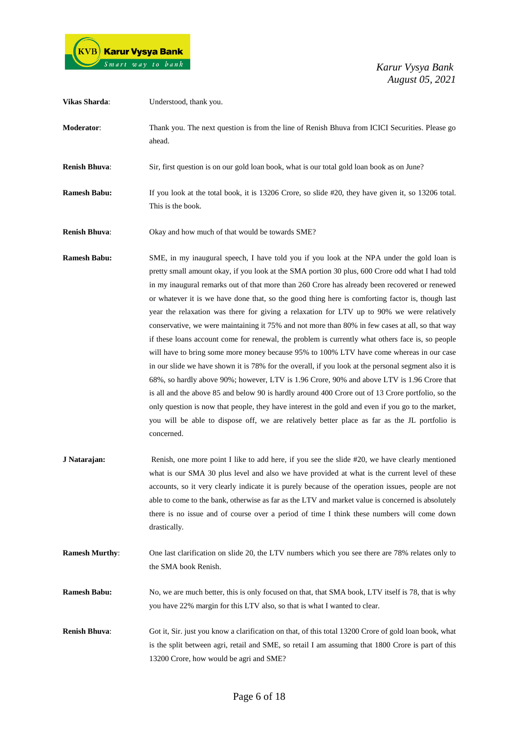**Vikas Sharda**: Understood, thank you.

**Moderator**: Thank you. The next question is from the line of Renish Bhuva from ICICI Securities. Please go ahead.

**Renish Bhuva**: Sir, first question is on our gold loan book, what is our total gold loan book as on June?

**Ramesh Babu:** If you look at the total book, it is 13206 Crore, so slide #20, they have given it, so 13206 total. This is the book.

**Renish Bhuva**: Okay and how much of that would be towards SME?

**Ramesh Babu:** SME, in my inaugural speech, I have told you if you look at the NPA under the gold loan is pretty small amount okay, if you look at the SMA portion 30 plus, 600 Crore odd what I had told in my inaugural remarks out of that more than 260 Crore has already been recovered or renewed or whatever it is we have done that, so the good thing here is comforting factor is, though last year the relaxation was there for giving a relaxation for LTV up to 90% we were relatively conservative, we were maintaining it 75% and not more than 80% in few cases at all, so that way if these loans account come for renewal, the problem is currently what others face is, so people will have to bring some more money because 95% to 100% LTV have come whereas in our case in our slide we have shown it is 78% for the overall, if you look at the personal segment also it is 68%, so hardly above 90%; however, LTV is 1.96 Crore, 90% and above LTV is 1.96 Crore that is all and the above 85 and below 90 is hardly around 400 Crore out of 13 Crore portfolio, so the only question is now that people, they have interest in the gold and even if you go to the market, you will be able to dispose off, we are relatively better place as far as the JL portfolio is concerned.

**J Natarajan:** Renish, one more point I like to add here, if you see the slide #20, we have clearly mentioned what is our SMA 30 plus level and also we have provided at what is the current level of these accounts, so it very clearly indicate it is purely because of the operation issues, people are not able to come to the bank, otherwise as far as the LTV and market value is concerned is absolutely there is no issue and of course over a period of time I think these numbers will come down drastically.

**Ramesh Murthy**: One last clarification on slide 20, the LTV numbers which you see there are 78% relates only to the SMA book Renish.

**Ramesh Babu:** No, we are much better, this is only focused on that, that SMA book, LTV itself is 78, that is why you have 22% margin for this LTV also, so that is what I wanted to clear.

**Renish Bhuva**: Got it, Sir. just you know a clarification on that, of this total 13200 Crore of gold loan book, what is the split between agri, retail and SME, so retail I am assuming that 1800 Crore is part of this 13200 Crore, how would be agri and SME?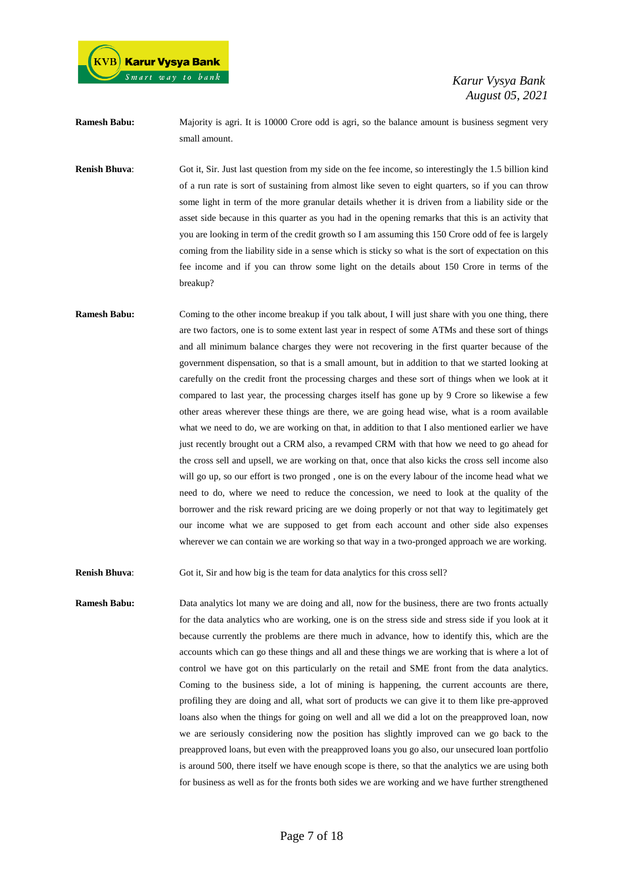**Ramesh Babu:** Majority is agri. It is 10000 Crore odd is agri, so the balance amount is business segment very small amount.

**Renish Bhuva**: Got it, Sir. Just last question from my side on the fee income, so interestingly the 1.5 billion kind of a run rate is sort of sustaining from almost like seven to eight quarters, so if you can throw some light in term of the more granular details whether it is driven from a liability side or the asset side because in this quarter as you had in the opening remarks that this is an activity that you are looking in term of the credit growth so I am assuming this 150 Crore odd of fee is largely coming from the liability side in a sense which is sticky so what is the sort of expectation on this fee income and if you can throw some light on the details about 150 Crore in terms of the breakup?

**Ramesh Babu:** Coming to the other income breakup if you talk about, I will just share with you one thing, there are two factors, one is to some extent last year in respect of some ATMs and these sort of things and all minimum balance charges they were not recovering in the first quarter because of the government dispensation, so that is a small amount, but in addition to that we started looking at carefully on the credit front the processing charges and these sort of things when we look at it compared to last year, the processing charges itself has gone up by 9 Crore so likewise a few other areas wherever these things are there, we are going head wise, what is a room available what we need to do, we are working on that, in addition to that I also mentioned earlier we have just recently brought out a CRM also, a revamped CRM with that how we need to go ahead for the cross sell and upsell, we are working on that, once that also kicks the cross sell income also will go up, so our effort is two pronged , one is on the every labour of the income head what we need to do, where we need to reduce the concession, we need to look at the quality of the borrower and the risk reward pricing are we doing properly or not that way to legitimately get our income what we are supposed to get from each account and other side also expenses wherever we can contain we are working so that way in a two-pronged approach we are working.

**Renish Bhuva**: Got it, Sir and how big is the team for data analytics for this cross sell?

**Ramesh Babu:** Data analytics lot many we are doing and all, now for the business, there are two fronts actually for the data analytics who are working, one is on the stress side and stress side if you look at it because currently the problems are there much in advance, how to identify this, which are the accounts which can go these things and all and these things we are working that is where a lot of control we have got on this particularly on the retail and SME front from the data analytics. Coming to the business side, a lot of mining is happening, the current accounts are there, profiling they are doing and all, what sort of products we can give it to them like pre-approved loans also when the things for going on well and all we did a lot on the preapproved loan, now we are seriously considering now the position has slightly improved can we go back to the preapproved loans, but even with the preapproved loans you go also, our unsecured loan portfolio is around 500, there itself we have enough scope is there, so that the analytics we are using both for business as well as for the fronts both sides we are working and we have further strengthened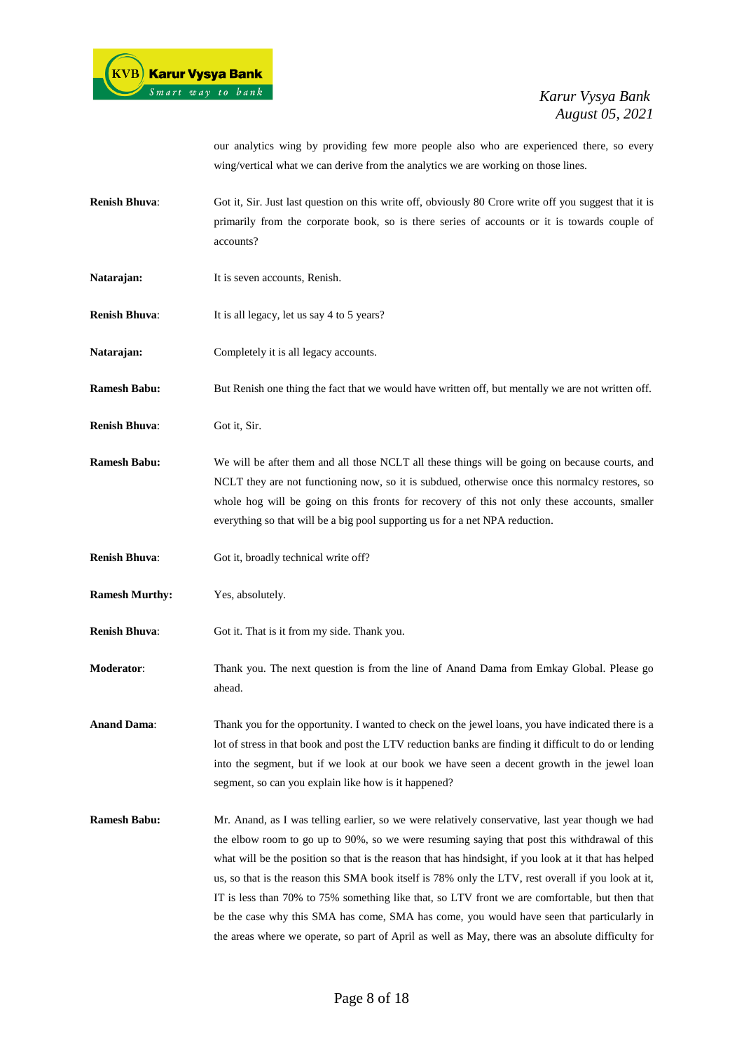our analytics wing by providing few more people also who are experienced there, so every wing/vertical what we can derive from the analytics we are working on those lines.

**Renish Bhuva**: Got it, Sir. Just last question on this write off, obviously 80 Crore write off you suggest that it is primarily from the corporate book, so is there series of accounts or it is towards couple of accounts?

**Natarajan:** It is seven accounts, Renish.

**Renish Bhuva**: It is all legacy, let us say 4 to 5 years?

**Natarajan:** Completely it is all legacy accounts.

**Ramesh Babu:** But Renish one thing the fact that we would have written off, but mentally we are not written off.

**Renish Bhuva**: Got it, Sir.

**Ramesh Babu:** We will be after them and all those NCLT all these things will be going on because courts, and NCLT they are not functioning now, so it is subdued, otherwise once this normalcy restores, so whole hog will be going on this fronts for recovery of this not only these accounts, smaller everything so that will be a big pool supporting us for a net NPA reduction.

**Renish Bhuva**: Got it, broadly technical write off?

**Ramesh Murthy:** Yes, absolutely.

**Renish Bhuva**: Got it. That is it from my side. Thank you.

**Moderator**: Thank you. The next question is from the line of Anand Dama from Emkay Global. Please go ahead.

**Anand Dama**: Thank you for the opportunity. I wanted to check on the jewel loans, you have indicated there is a lot of stress in that book and post the LTV reduction banks are finding it difficult to do or lending into the segment, but if we look at our book we have seen a decent growth in the jewel loan segment, so can you explain like how is it happened?

**Ramesh Babu:** Mr. Anand, as I was telling earlier, so we were relatively conservative, last year though we had the elbow room to go up to 90%, so we were resuming saying that post this withdrawal of this what will be the position so that is the reason that has hindsight, if you look at it that has helped us, so that is the reason this SMA book itself is 78% only the LTV, rest overall if you look at it, IT is less than 70% to 75% something like that, so LTV front we are comfortable, but then that be the case why this SMA has come, SMA has come, you would have seen that particularly in the areas where we operate, so part of April as well as May, there was an absolute difficulty for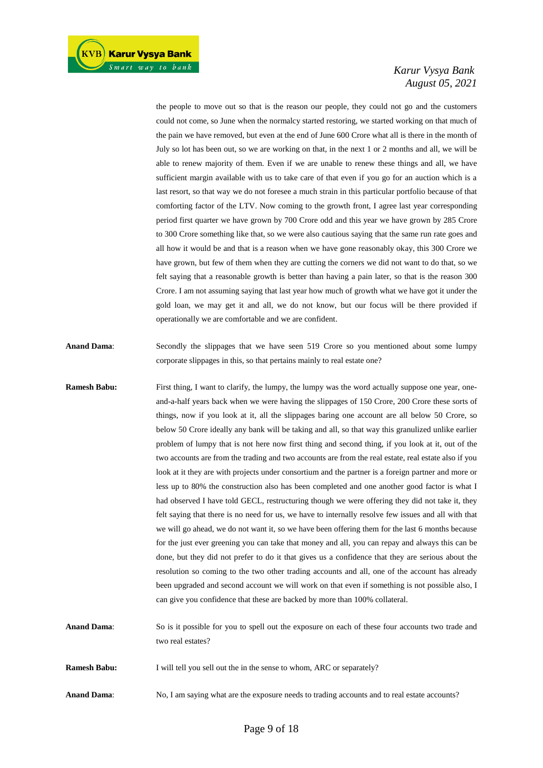the people to move out so that is the reason our people, they could not go and the customers could not come, so June when the normalcy started restoring, we started working on that much of the pain we have removed, but even at the end of June 600 Crore what all is there in the month of July so lot has been out, so we are working on that, in the next 1 or 2 months and all, we will be able to renew majority of them. Even if we are unable to renew these things and all, we have sufficient margin available with us to take care of that even if you go for an auction which is a last resort, so that way we do not foresee a much strain in this particular portfolio because of that comforting factor of the LTV. Now coming to the growth front, I agree last year corresponding period first quarter we have grown by 700 Crore odd and this year we have grown by 285 Crore to 300 Crore something like that, so we were also cautious saying that the same run rate goes and all how it would be and that is a reason when we have gone reasonably okay, this 300 Crore we have grown, but few of them when they are cutting the corners we did not want to do that, so we felt saying that a reasonable growth is better than having a pain later, so that is the reason 300 Crore. I am not assuming saying that last year how much of growth what we have got it under the gold loan, we may get it and all, we do not know, but our focus will be there provided if operationally we are comfortable and we are confident.

**Anand Dama**: Secondly the slippages that we have seen 519 Crore so you mentioned about some lumpy corporate slippages in this, so that pertains mainly to real estate one?

**Ramesh Babu:** First thing, I want to clarify, the lumpy, the lumpy was the word actually suppose one year, one-and-a-half years back when we were having the slippages of 150 Crore, 200 Crore these sorts of things, now if you look at it, all the slippages baring one account are all below 50 Crore, so below 50 Crore ideally any bank will be taking and all, so that way this granulized unlike earlier problem of lumpy that is not here now first thing and second thing, if you look at it, out of the two accounts are from the trading and two accounts are from the real estate, real estate also if you look at it they are with projects under consortium and the partner is a foreign partner and more or less up to 80% the construction also has been completed and one another good factor is what I had observed I have told GECL, restructuring though we were offering they did not take it, they felt saying that there is no need for us, we have to internally resolve few issues and all with that we will go ahead, we do not want it, so we have been offering them for the last 6 months because for the just ever greening you can take that money and all, you can repay and always this can be done, but they did not prefer to do it that gives us a confidence that they are serious about the resolution so coming to the two other trading accounts and all, one of the account has already been upgraded and second account we will work on that even if something is not possible also, I can give you confidence that these are backed by more than 100% collateral.

**Anand Dama**: So is it possible for you to spell out the exposure on each of these four accounts two trade and two real estates?

**Ramesh Babu:** I will tell you sell out the in the sense to whom, ARC or separately?

**Anand Dama**: No, I am saying what are the exposure needs to trading accounts and to real estate accounts?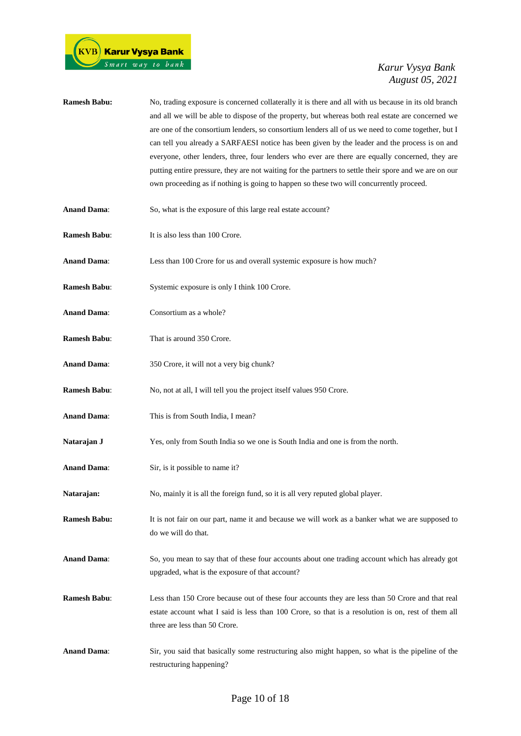**Ramesh Babu:** No, trading exposure is concerned collaterally it is there and all with us because in its old branch and all we will be able to dispose of the property, but whereas both real estate are concerned we are one of the consortium lenders, so consortium lenders all of us we need to come together, but I can tell you already a SARFAESI notice has been given by the leader and the process is on and everyone, other lenders, three, four lenders who ever are there are equally concerned, they are putting entire pressure, they are not waiting for the partners to settle their spore and we are on our own proceeding as if nothing is going to happen so these two will concurrently proceed.

**Anand Dama**: So, what is the exposure of this large real estate account?

**Ramesh Babu**: It is also less than 100 Crore.

**Anand Dama**: Less than 100 Crore for us and overall systemic exposure is how much?

**Ramesh Babu**: Systemic exposure is only I think 100 Crore.

**Anand Dama**: Consortium as a whole?

**Ramesh Babu**: That is around 350 Crore.

**Anand Dama**: 350 Crore, it will not a very big chunk?

**Ramesh Babu**: No, not at all, I will tell you the project itself values 950 Crore.

**Anand Dama**: This is from South India, I mean?

**Natarajan J** Yes, only from South India so we one is South India and one is from the north.

**Anand Dama**: Sir, is it possible to name it?

**Natarajan:** No, mainly it is all the foreign fund, so it is all very reputed global player.

**Ramesh Babu:** It is not fair on our part, name it and because we will work as a banker what we are supposed to do we will do that.

**Anand Dama**: So, you mean to say that of these four accounts about one trading account which has already got upgraded, what is the exposure of that account?

**Ramesh Babu**: Less than 150 Crore because out of these four accounts they are less than 50 Crore and that real estate account what I said is less than 100 Crore, so that is a resolution is on, rest of them all three are less than 50 Crore.

**Anand Dama**: Sir, you said that basically some restructuring also might happen, so what is the pipeline of the restructuring happening?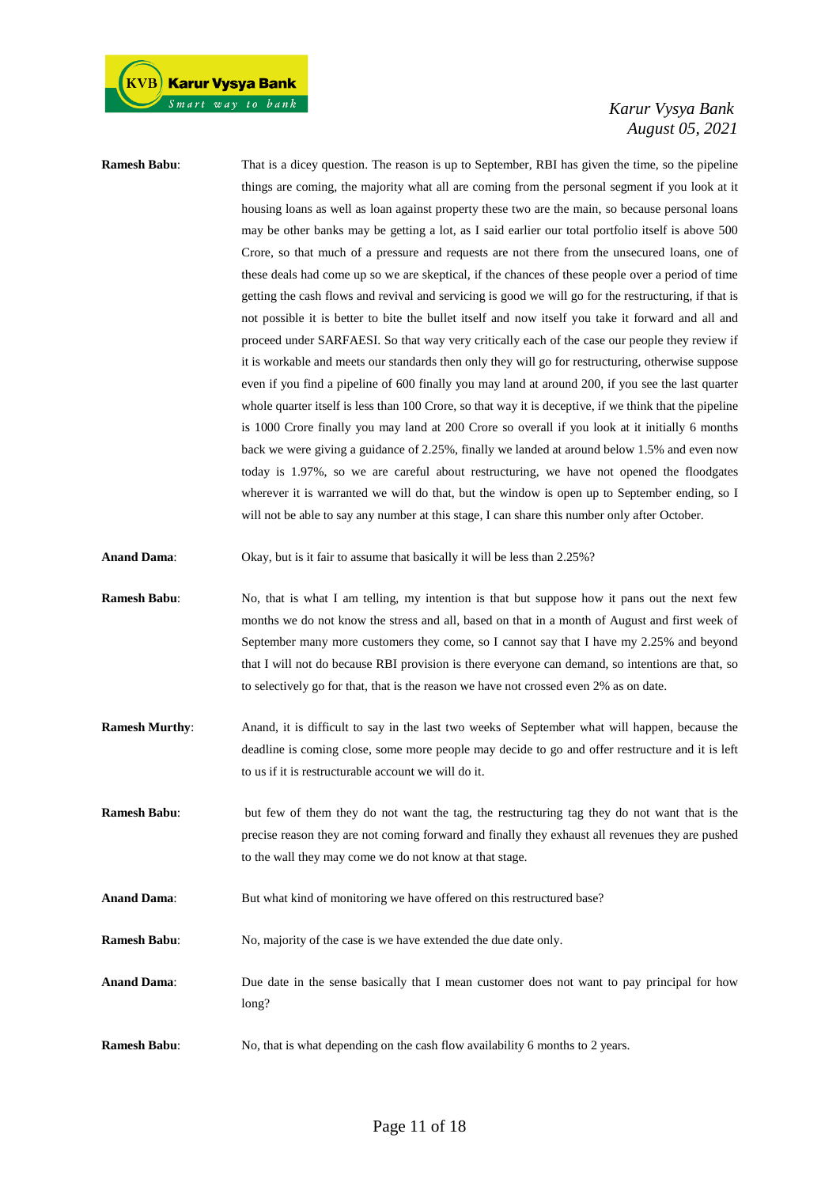**Ramesh Babu**: That is a dicey question. The reason is up to September, RBI has given the time, so the pipeline things are coming, the majority what all are coming from the personal segment if you look at it housing loans as well as loan against property these two are the main, so because personal loans may be other banks may be getting a lot, as I said earlier our total portfolio itself is above 500 Crore, so that much of a pressure and requests are not there from the unsecured loans, one of these deals had come up so we are skeptical, if the chances of these people over a period of time getting the cash flows and revival and servicing is good we will go for the restructuring, if that is not possible it is better to bite the bullet itself and now itself you take it forward and all and proceed under SARFAESI. So that way very critically each of the case our people they review if it is workable and meets our standards then only they will go for restructuring, otherwise suppose even if you find a pipeline of 600 finally you may land at around 200, if you see the last quarter whole quarter itself is less than 100 Crore, so that way it is deceptive, if we think that the pipeline is 1000 Crore finally you may land at 200 Crore so overall if you look at it initially 6 months back we were giving a guidance of 2.25%, finally we landed at around below 1.5% and even now today is 1.97%, so we are careful about restructuring, we have not opened the floodgates wherever it is warranted we will do that, but the window is open up to September ending, so I will not be able to say any number at this stage, I can share this number only after October.

**Anand Dama**: Okay, but is it fair to assume that basically it will be less than 2.25%?

**Ramesh Babu**: No, that is what I am telling, my intention is that but suppose how it pans out the next few months we do not know the stress and all, based on that in a month of August and first week of September many more customers they come, so I cannot say that I have my 2.25% and beyond that I will not do because RBI provision is there everyone can demand, so intentions are that, so to selectively go for that, that is the reason we have not crossed even 2% as on date.

**Ramesh Murthy**: Anand, it is difficult to say in the last two weeks of September what will happen, because the deadline is coming close, some more people may decide to go and offer restructure and it is left to us if it is restructurable account we will do it.

**Ramesh Babu**: but few of them they do not want the tag, the restructuring tag they do not want that is the precise reason they are not coming forward and finally they exhaust all revenues they are pushed to the wall they may come we do not know at that stage.

**Anand Dama**: But what kind of monitoring we have offered on this restructured base?

**Ramesh Babu**: No, majority of the case is we have extended the due date only.

**Anand Dama**: Due date in the sense basically that I mean customer does not want to pay principal for how long?

**Ramesh Babu**: No, that is what depending on the cash flow availability 6 months to 2 years.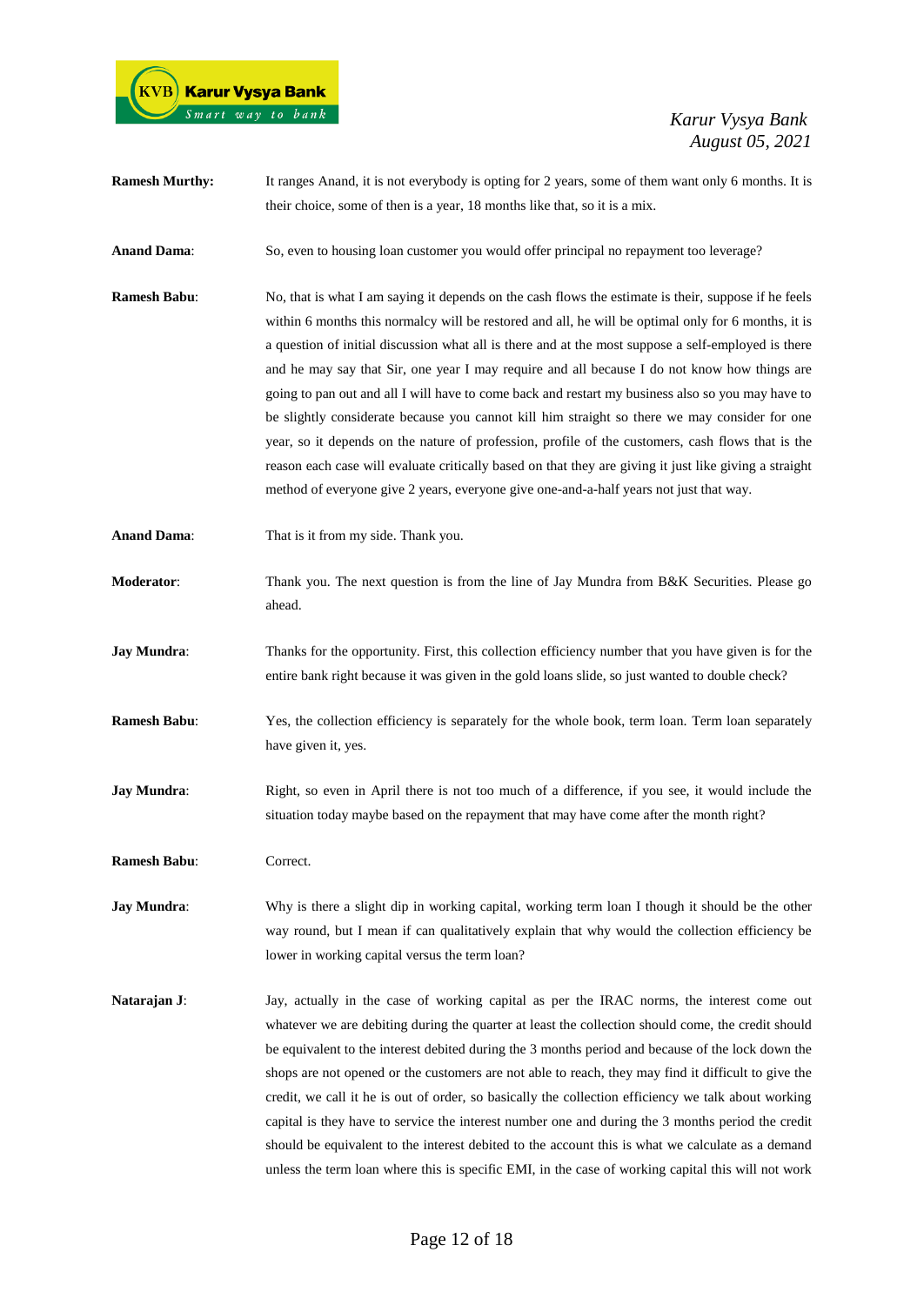**Ramesh Murthy:** It ranges Anand, it is not everybody is opting for 2 years, some of them want only 6 months. It is their choice, some of then is a year, 18 months like that, so it is a mix.

**Anand Dama**: So, even to housing loan customer you would offer principal no repayment too leverage?

**Ramesh Babu**: No, that is what I am saying it depends on the cash flows the estimate is their, suppose if he feels within 6 months this normalcy will be restored and all, he will be optimal only for 6 months, it is a question of initial discussion what all is there and at the most suppose a self-employed is there and he may say that Sir, one year I may require and all because I do not know how things are going to pan out and all I will have to come back and restart my business also so you may have to be slightly considerate because you cannot kill him straight so there we may consider for one year, so it depends on the nature of profession, profile of the customers, cash flows that is the reason each case will evaluate critically based on that they are giving it just like giving a straight method of everyone give 2 years, everyone give one-and-a-half years not just that way.

**Anand Dama**: That is it from my side. Thank you.

**Moderator**: Thank you. The next question is from the line of Jay Mundra from B&K Securities. Please go ahead.

**Jay Mundra**: Thanks for the opportunity. First, this collection efficiency number that you have given is for the entire bank right because it was given in the gold loans slide, so just wanted to double check?

**Ramesh Babu**: Yes, the collection efficiency is separately for the whole book, term loan. Term loan separately have given it, yes.

**Jay Mundra**: Right, so even in April there is not too much of a difference, if you see, it would include the situation today maybe based on the repayment that may have come after the month right?

**Ramesh Babu**: Correct.

**Jay Mundra**: Why is there a slight dip in working capital, working term loan I though it should be the other way round, but I mean if can qualitatively explain that why would the collection efficiency be lower in working capital versus the term loan?

**Natarajan J**: Jay, actually in the case of working capital as per the IRAC norms, the interest come out whatever we are debiting during the quarter at least the collection should come, the credit should be equivalent to the interest debited during the 3 months period and because of the lock down the shops are not opened or the customers are not able to reach, they may find it difficult to give the credit, we call it he is out of order, so basically the collection efficiency we talk about working capital is they have to service the interest number one and during the 3 months period the credit should be equivalent to the interest debited to the account this is what we calculate as a demand unless the term loan where this is specific EMI, in the case of working capital this will not work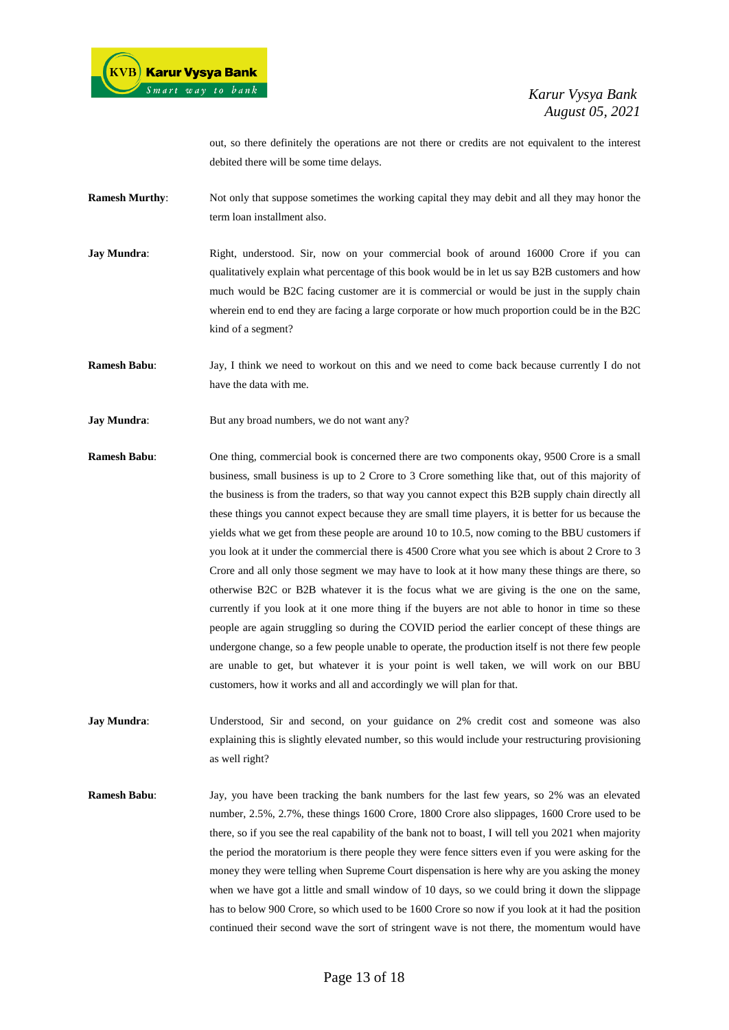out, so there definitely the operations are not there or credits are not equivalent to the interest debited there will be some time delays.

**Ramesh Murthy**: Not only that suppose sometimes the working capital they may debit and all they may honor the term loan installment also.

**Jay Mundra**: Right, understood. Sir, now on your commercial book of around 16000 Crore if you can qualitatively explain what percentage of this book would be in let us say B2B customers and how much would be B2C facing customer are it is commercial or would be just in the supply chain wherein end to end they are facing a large corporate or how much proportion could be in the B2C kind of a segment?

**Ramesh Babu**: Jay, I think we need to workout on this and we need to come back because currently I do not have the data with me.

**Jay Mundra**: But any broad numbers, we do not want any?

**Ramesh Babu**: One thing, commercial book is concerned there are two components okay, 9500 Crore is a small business, small business is up to 2 Crore to 3 Crore something like that, out of this majority of the business is from the traders, so that way you cannot expect this B2B supply chain directly all these things you cannot expect because they are small time players, it is better for us because the yields what we get from these people are around 10 to 10.5, now coming to the BBU customers if you look at it under the commercial there is 4500 Crore what you see which is about 2 Crore to 3 Crore and all only those segment we may have to look at it how many these things are there, so otherwise B2C or B2B whatever it is the focus what we are giving is the one on the same, currently if you look at it one more thing if the buyers are not able to honor in time so these people are again struggling so during the COVID period the earlier concept of these things are undergone change, so a few people unable to operate, the production itself is not there few people are unable to get, but whatever it is your point is well taken, we will work on our BBU customers, how it works and all and accordingly we will plan for that.

**Jay Mundra**: Understood, Sir and second, on your guidance on 2% credit cost and someone was also explaining this is slightly elevated number, so this would include your restructuring provisioning as well right?

**Ramesh Babu**: Jay, you have been tracking the bank numbers for the last few years, so 2% was an elevated number, 2.5%, 2.7%, these things 1600 Crore, 1800 Crore also slippages, 1600 Crore used to be there, so if you see the real capability of the bank not to boast, I will tell you 2021 when majority the period the moratorium is there people they were fence sitters even if you were asking for the money they were telling when Supreme Court dispensation is here why are you asking the money when we have got a little and small window of 10 days, so we could bring it down the slippage has to below 900 Crore, so which used to be 1600 Crore so now if you look at it had the position continued their second wave the sort of stringent wave is not there, the momentum would have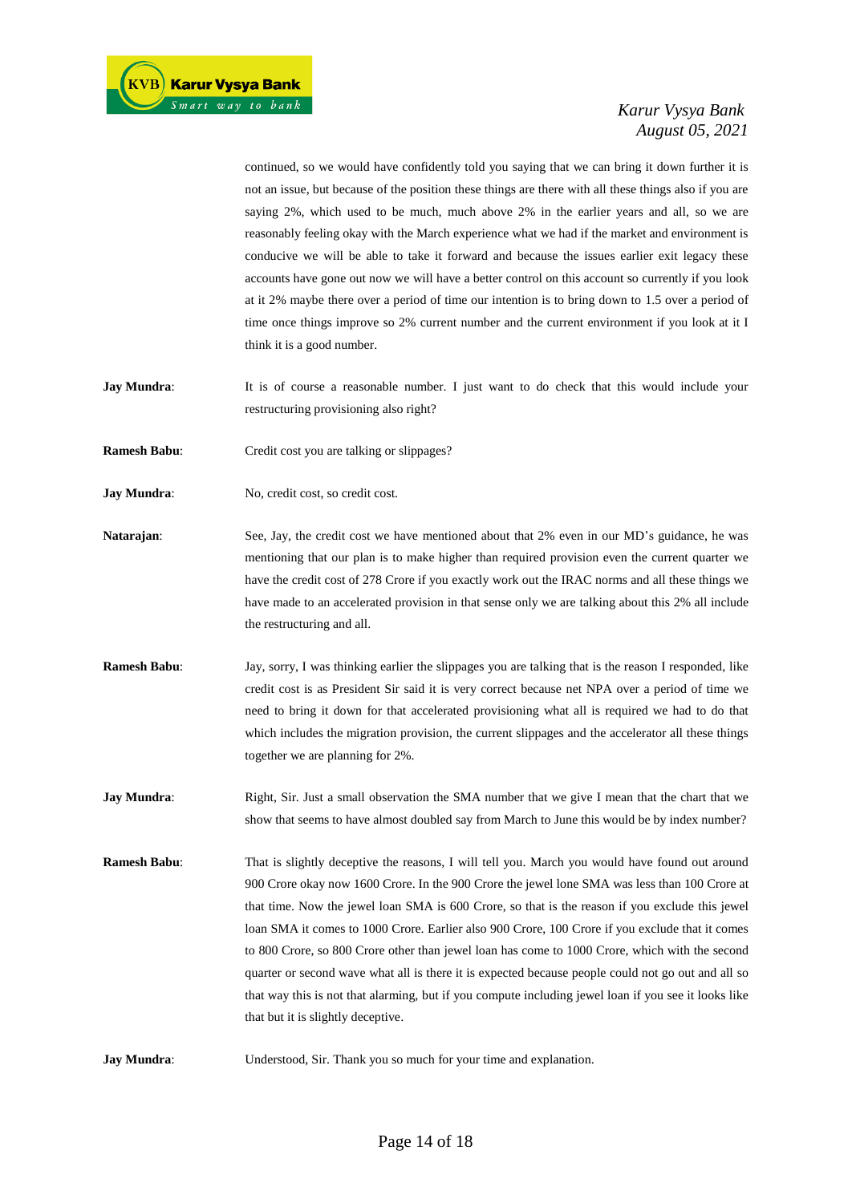continued, so we would have confidently told you saying that we can bring it down further it is not an issue, but because of the position these things are there with all these things also if you are saying 2%, which used to be much, much above 2% in the earlier years and all, so we are reasonably feeling okay with the March experience what we had if the market and environment is conducive we will be able to take it forward and because the issues earlier exit legacy these accounts have gone out now we will have a better control on this account so currently if you look at it 2% maybe there over a period of time our intention is to bring down to 1.5 over a period of time once things improve so 2% current number and the current environment if you look at it I think it is a good number.

**Jay Mundra**: It is of course a reasonable number. I just want to do check that this would include your restructuring provisioning also right?

**Ramesh Babu**: Credit cost you are talking or slippages?

**Jay Mundra**: No, credit cost, so credit cost.

**Natarajan**: See, Jay, the credit cost we have mentioned about that 2% even in our MD's guidance, he was mentioning that our plan is to make higher than required provision even the current quarter we have the credit cost of 278 Crore if you exactly work out the IRAC norms and all these things we have made to an accelerated provision in that sense only we are talking about this 2% all include the restructuring and all.

**Ramesh Babu**: Jay, sorry, I was thinking earlier the slippages you are talking that is the reason I responded, like credit cost is as President Sir said it is very correct because net NPA over a period of time we need to bring it down for that accelerated provisioning what all is required we had to do that which includes the migration provision, the current slippages and the accelerator all these things together we are planning for 2%.

**Jay Mundra**: Right, Sir. Just a small observation the SMA number that we give I mean that the chart that we show that seems to have almost doubled say from March to June this would be by index number?

**Ramesh Babu**: That is slightly deceptive the reasons, I will tell you. March you would have found out around 900 Crore okay now 1600 Crore. In the 900 Crore the jewel lone SMA was less than 100 Crore at that time. Now the jewel loan SMA is 600 Crore, so that is the reason if you exclude this jewel loan SMA it comes to 1000 Crore. Earlier also 900 Crore, 100 Crore if you exclude that it comes to 800 Crore, so 800 Crore other than jewel loan has come to 1000 Crore, which with the second quarter or second wave what all is there it is expected because people could not go out and all so that way this is not that alarming, but if you compute including jewel loan if you see it looks like that but it is slightly deceptive.

**Jay Mundra**: Understood, Sir. Thank you so much for your time and explanation.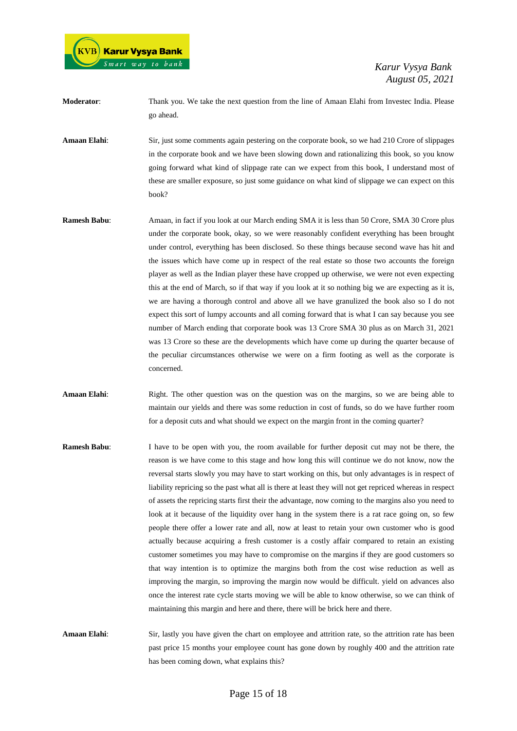**Moderator**: Thank you. We take the next question from the line of Amaan Elahi from Investec India. Please go ahead.

**Amaan Elahi**: Sir, just some comments again pestering on the corporate book, so we had 210 Crore of slippages in the corporate book and we have been slowing down and rationalizing this book, so you know going forward what kind of slippage rate can we expect from this book, I understand most of these are smaller exposure, so just some guidance on what kind of slippage we can expect on this book?

**Ramesh Babu**: Amaan, in fact if you look at our March ending SMA it is less than 50 Crore, SMA 30 Crore plus under the corporate book, okay, so we were reasonably confident everything has been brought under control, everything has been disclosed. So these things because second wave has hit and the issues which have come up in respect of the real estate so those two accounts the foreign player as well as the Indian player these have cropped up otherwise, we were not even expecting this at the end of March, so if that way if you look at it so nothing big we are expecting as it is, we are having a thorough control and above all we have granulized the book also so I do not expect this sort of lumpy accounts and all coming forward that is what I can say because you see number of March ending that corporate book was 13 Crore SMA 30 plus as on March 31, 2021 was 13 Crore so these are the developments which have come up during the quarter because of the peculiar circumstances otherwise we were on a firm footing as well as the corporate is concerned.

**Amaan Elahi**: Right. The other question was on the question was on the margins, so we are being able to maintain our yields and there was some reduction in cost of funds, so do we have further room for a deposit cuts and what should we expect on the margin front in the coming quarter?

**Ramesh Babu**: I have to be open with you, the room available for further deposit cut may not be there, the reason is we have come to this stage and how long this will continue we do not know, now the reversal starts slowly you may have to start working on this, but only advantages is in respect of liability repricing so the past what all is there at least they will not get repriced whereas in respect of assets the repricing starts first their the advantage, now coming to the margins also you need to look at it because of the liquidity over hang in the system there is a rat race going on, so few people there offer a lower rate and all, now at least to retain your own customer who is good actually because acquiring a fresh customer is a costly affair compared to retain an existing customer sometimes you may have to compromise on the margins if they are good customers so that way intention is to optimize the margins both from the cost wise reduction as well as improving the margin, so improving the margin now would be difficult. yield on advances also once the interest rate cycle starts moving we will be able to know otherwise, so we can think of maintaining this margin and here and there, there will be brick here and there.

**Amaan Elahi**: Sir, lastly you have given the chart on employee and attrition rate, so the attrition rate has been past price 15 months your employee count has gone down by roughly 400 and the attrition rate has been coming down, what explains this?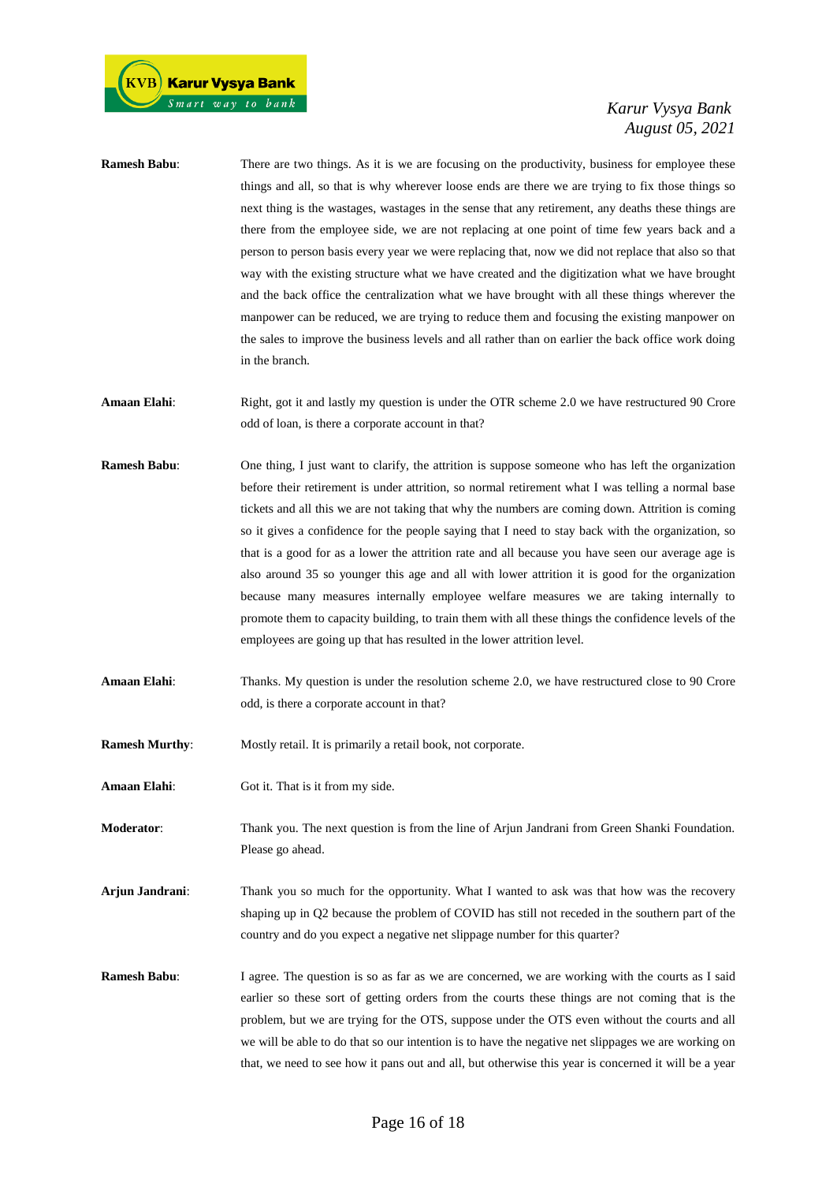**Ramesh Babu**: There are two things. As it is we are focusing on the productivity, business for employee these things and all, so that is why wherever loose ends are there we are trying to fix those things so next thing is the wastages, wastages in the sense that any retirement, any deaths these things are there from the employee side, we are not replacing at one point of time few years back and a person to person basis every year we were replacing that, now we did not replace that also so that way with the existing structure what we have created and the digitization what we have brought and the back office the centralization what we have brought with all these things wherever the manpower can be reduced, we are trying to reduce them and focusing the existing manpower on the sales to improve the business levels and all rather than on earlier the back office work doing in the branch.

**Amaan Elahi**: Right, got it and lastly my question is under the OTR scheme 2.0 we have restructured 90 Crore odd of loan, is there a corporate account in that?

**Ramesh Babu**: One thing, I just want to clarify, the attrition is suppose someone who has left the organization before their retirement is under attrition, so normal retirement what I was telling a normal base tickets and all this we are not taking that why the numbers are coming down. Attrition is coming so it gives a confidence for the people saying that I need to stay back with the organization, so that is a good for as a lower the attrition rate and all because you have seen our average age is also around 35 so younger this age and all with lower attrition it is good for the organization because many measures internally employee welfare measures we are taking internally to promote them to capacity building, to train them with all these things the confidence levels of the employees are going up that has resulted in the lower attrition level.

**Amaan Elahi**: Thanks. My question is under the resolution scheme 2.0, we have restructured close to 90 Crore odd, is there a corporate account in that?

**Ramesh Murthy**: Mostly retail. It is primarily a retail book, not corporate.

**Amaan Elahi**: Got it. That is it from my side.

**Moderator**: Thank you. The next question is from the line of Arjun Jandrani from Green Shanki Foundation. Please go ahead.

**Arjun Jandrani**: Thank you so much for the opportunity. What I wanted to ask was that how was the recovery shaping up in Q2 because the problem of COVID has still not receded in the southern part of the country and do you expect a negative net slippage number for this quarter?

**Ramesh Babu**: I agree. The question is so as far as we are concerned, we are working with the courts as I said earlier so these sort of getting orders from the courts these things are not coming that is the problem, but we are trying for the OTS, suppose under the OTS even without the courts and all we will be able to do that so our intention is to have the negative net slippages we are working on that, we need to see how it pans out and all, but otherwise this year is concerned it will be a year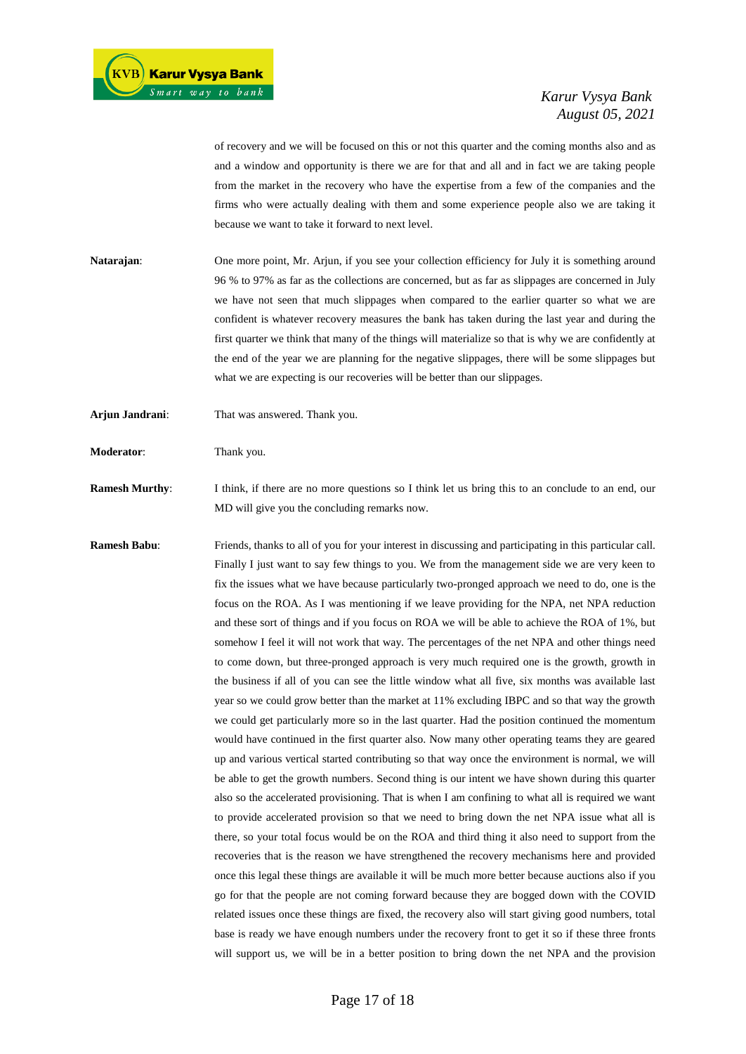of recovery and we will be focused on this or not this quarter and the coming months also and as and a window and opportunity is there we are for that and all and in fact we are taking people from the market in the recovery who have the expertise from a few of the companies and the firms who were actually dealing with them and some experience people also we are taking it because we want to take it forward to next level.

**Natarajan**: One more point, Mr. Arjun, if you see your collection efficiency for July it is something around 96 % to 97% as far as the collections are concerned, but as far as slippages are concerned in July we have not seen that much slippages when compared to the earlier quarter so what we are confident is whatever recovery measures the bank has taken during the last year and during the first quarter we think that many of the things will materialize so that is why we are confidently at the end of the year we are planning for the negative slippages, there will be some slippages but what we are expecting is our recoveries will be better than our slippages.

**Arjun Jandrani**: That was answered. Thank you.

**Moderator**: Thank you.

**Ramesh Murthy**: I think, if there are no more questions so I think let us bring this to an conclude to an end, our MD will give you the concluding remarks now.

**Ramesh Babu**: Friends, thanks to all of you for your interest in discussing and participating in this particular call. Finally I just want to say few things to you. We from the management side we are very keen to fix the issues what we have because particularly two-pronged approach we need to do, one is the focus on the ROA. As I was mentioning if we leave providing for the NPA, net NPA reduction and these sort of things and if you focus on ROA we will be able to achieve the ROA of 1%, but somehow I feel it will not work that way. The percentages of the net NPA and other things need to come down, but three-pronged approach is very much required one is the growth, growth in the business if all of you can see the little window what all five, six months was available last year so we could grow better than the market at 11% excluding IBPC and so that way the growth we could get particularly more so in the last quarter. Had the position continued the momentum would have continued in the first quarter also. Now many other operating teams they are geared up and various vertical started contributing so that way once the environment is normal, we will be able to get the growth numbers. Second thing is our intent we have shown during this quarter also so the accelerated provisioning. That is when I am confining to what all is required we want to provide accelerated provision so that we need to bring down the net NPA issue what all is there, so your total focus would be on the ROA and third thing it also need to support from the recoveries that is the reason we have strengthened the recovery mechanisms here and provided once this legal these things are available it will be much more better because auctions also if you go for that the people are not coming forward because they are bogged down with the COVID related issues once these things are fixed, the recovery also will start giving good numbers, total base is ready we have enough numbers under the recovery front to get it so if these three fronts will support us, we will be in a better position to bring down the net NPA and the provision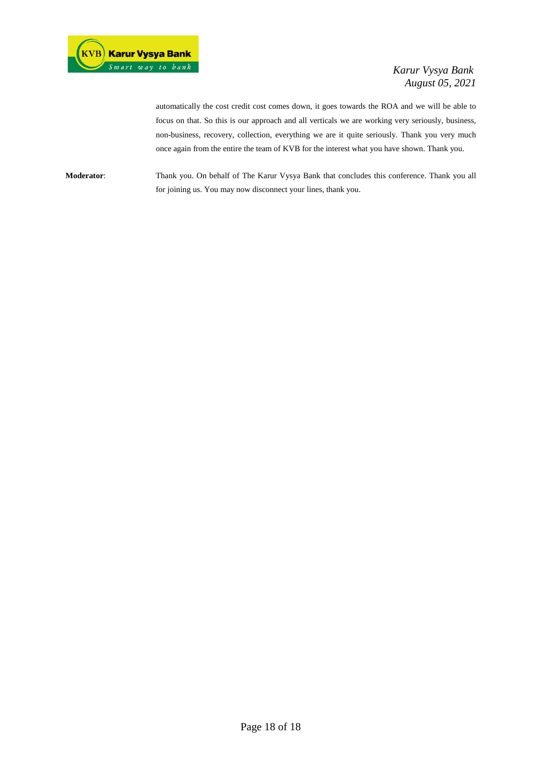automatically the cost credit cost comes down, it goes towards the ROA and we will be able to focus on that. So this is our approach and all verticals we are working very seriously, business, non-business, recovery, collection, everything we are it quite seriously. Thank you very much once again from the entire the team of KVB for the interest what you have shown. Thank you.

**Moderator**: Thank you. On behalf of The Karur Vysya Bank that concludes this conference. Thank you all for joining us. You may now disconnect your lines, thank you.